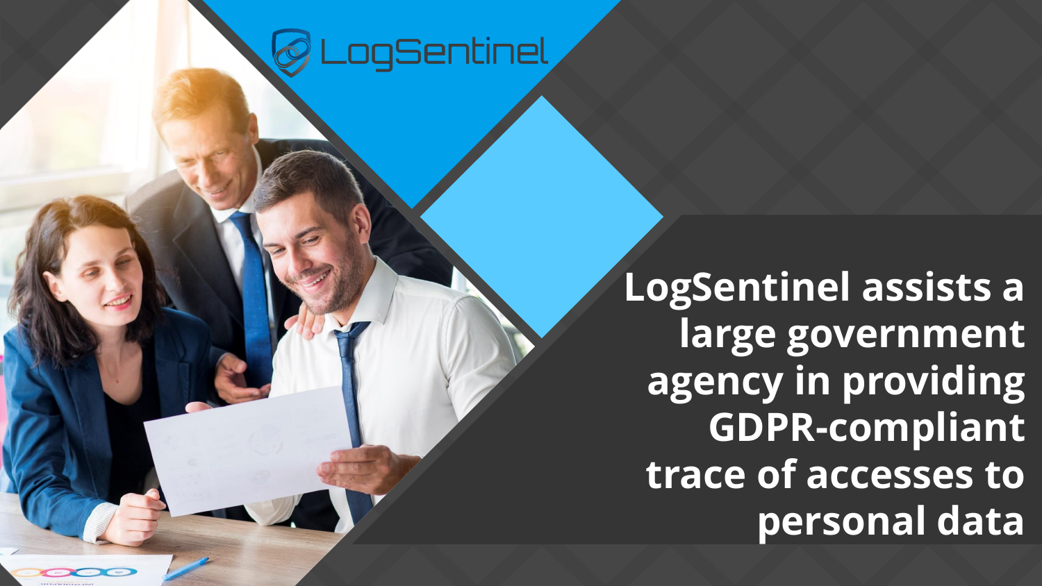LogSentinel

# LogSentinel assists a large government agency in providing GDPR-compliant trace of accesses to personal data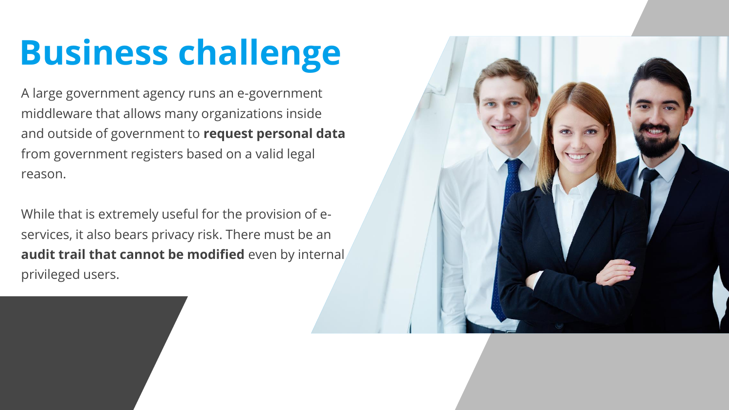# Business challenge

A large government agency runs an e-government middleware that allows many organizations inside and outside of government to **request personal data** from government registers based on a valid legal reason.

While that is extremely useful for the provision of e-services, it also bears privacy risk. There must be an **audit trail that cannot be modified** even by internal privileged users.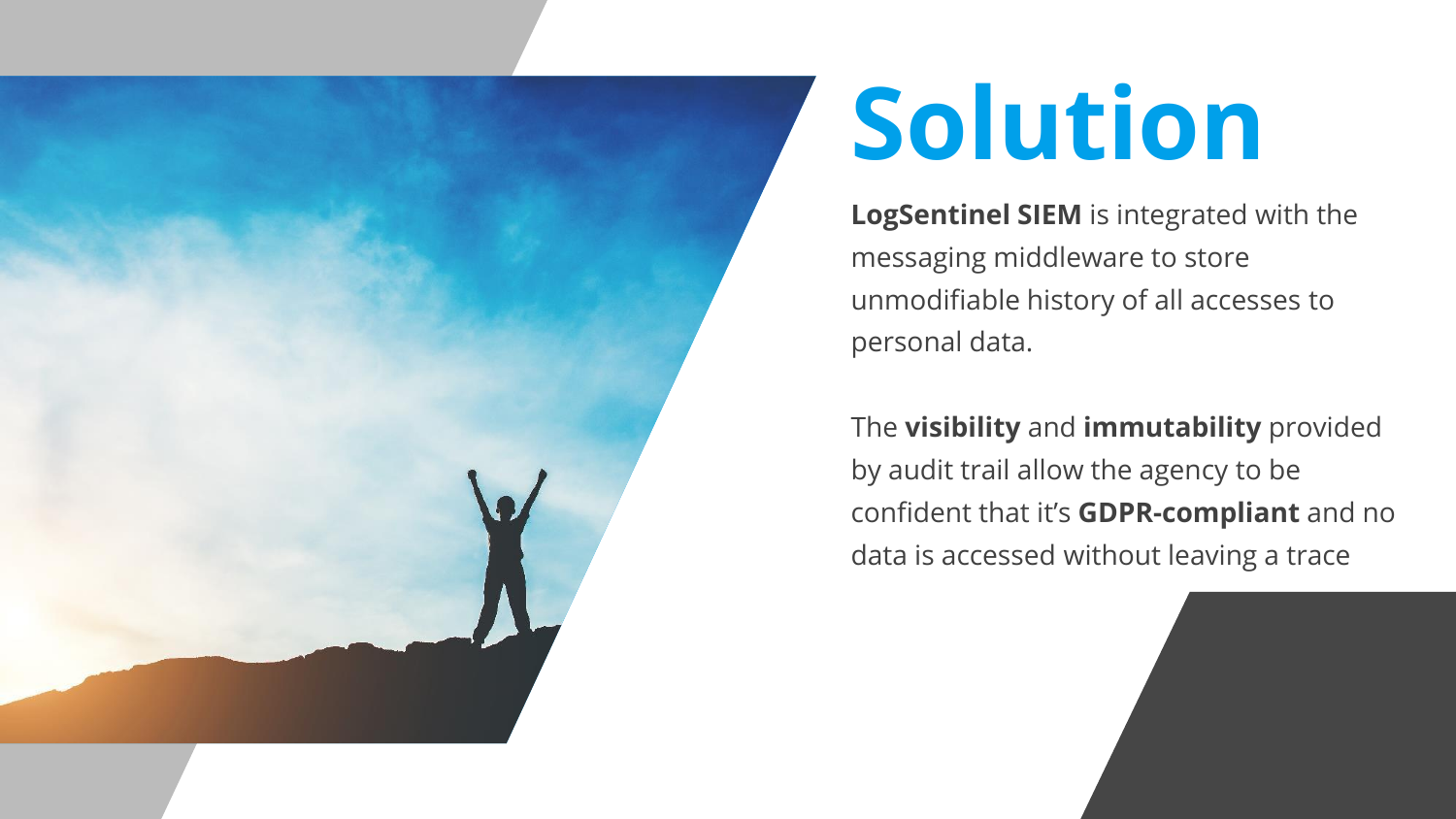# Solution

**LogSentinel SIEM** is integrated with the messaging middleware to store unmodifiable history of all accesses to personal data.

The **visibility** and **immutability** provided by audit trail allow the agency to be confident that it's **GDPR-compliant** and no data is accessed without leaving a trace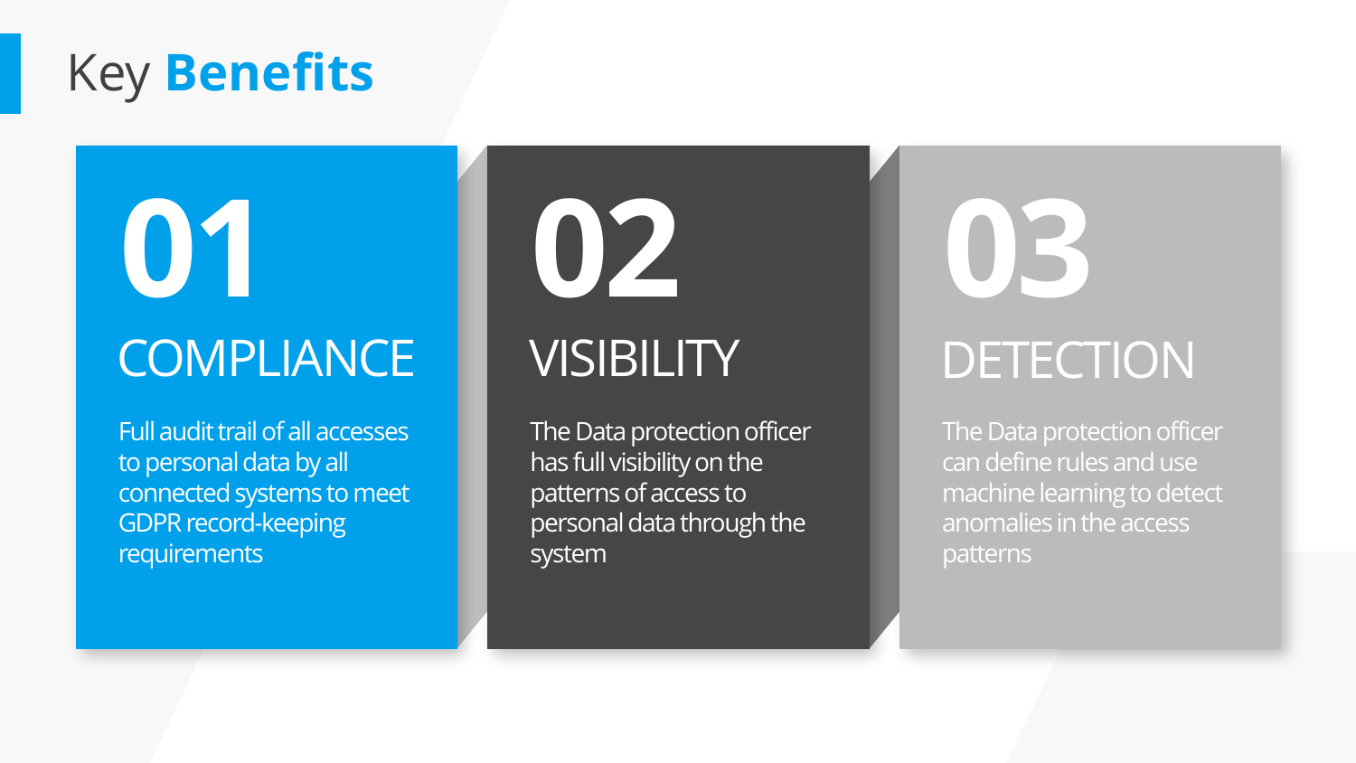# Key **Benefits**

## 01

### COMPLIANCE

Full audit trail of all accesses to personal data by all connected systems to meet GDPR record-keeping requirements

## 02

### VISIBILITY

The Data protection officer has full visibility on the patterns of access to personal data through the system

## 03

### DETECTION

The Data protection officer can define rules and use machine learning to detect anomalies in the access patterns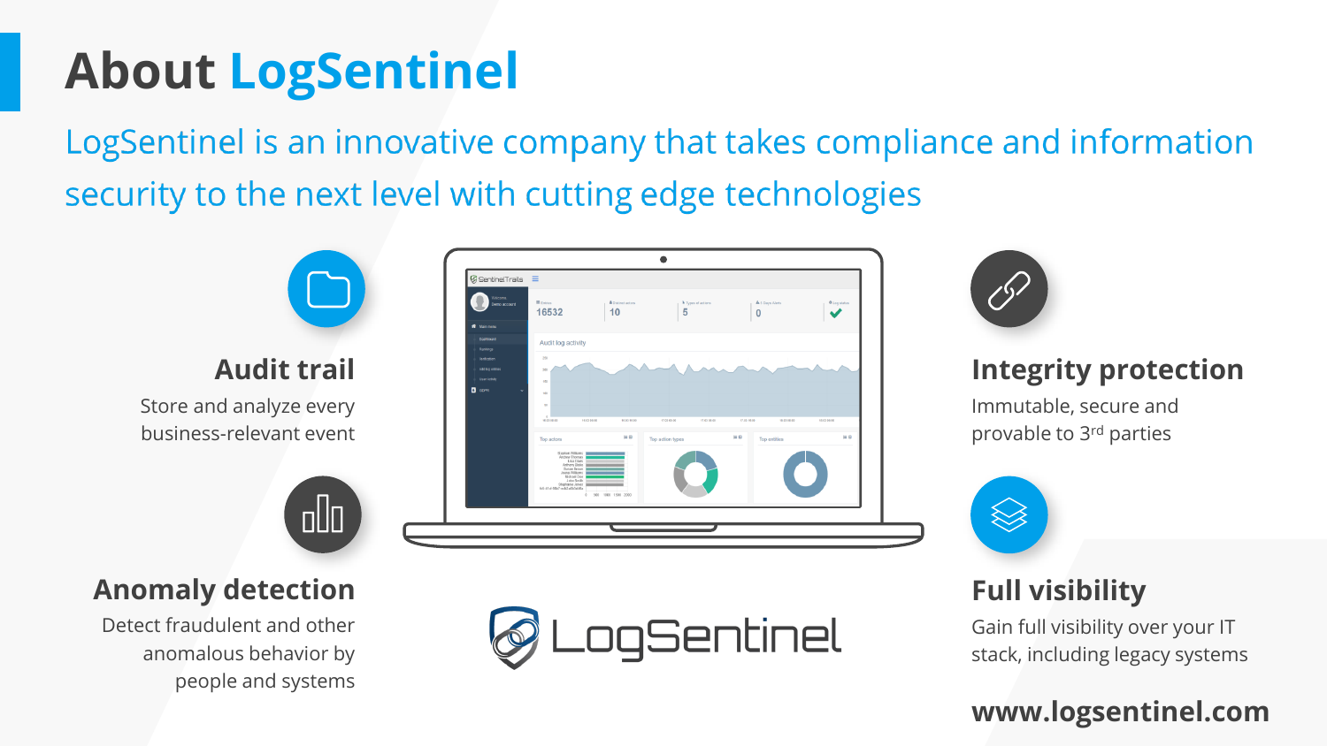# About LogSentinel

LogSentinel is an innovative company that takes compliance and information security to the next level with cutting edge technologies

### Audit trail

Store and analyze every business-relevant event

### Anomaly detection

Detect fraudulent and other anomalous behavior by people and systems

### Integrity protection

Immutable, secure and provable to 3rd parties

### Full visibility

Gain full visibility over your IT stack, including legacy systems

LogSentinel

**www.logsentinel.com**